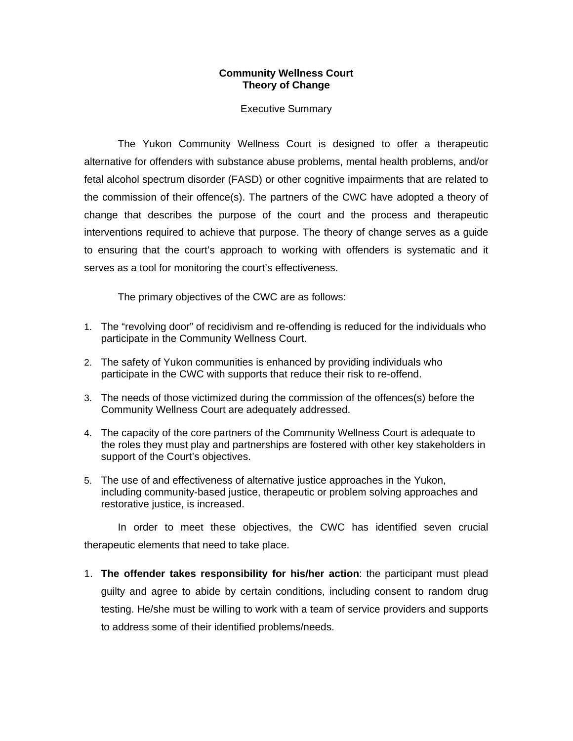# Community Wellness Court
# Theory of Change

## Executive Summary

The Yukon Community Wellness Court is designed to offer a therapeutic alternative for offenders with substance abuse problems, mental health problems, and/or fetal alcohol spectrum disorder (FASD) or other cognitive impairments that are related to the commission of their offence(s). The partners of the CWC have adopted a theory of change that describes the purpose of the court and the process and therapeutic interventions required to achieve that purpose. The theory of change serves as a guide to ensuring that the court's approach to working with offenders is systematic and it serves as a tool for monitoring the court's effectiveness.

The primary objectives of the CWC are as follows:

1. The "revolving door" of recidivism and re-offending is reduced for the individuals who participate in the Community Wellness Court.
2. The safety of Yukon communities is enhanced by providing individuals who participate in the CWC with supports that reduce their risk to re-offend.
3. The needs of those victimized during the commission of the offences(s) before the Community Wellness Court are adequately addressed.
4. The capacity of the core partners of the Community Wellness Court is adequate to the roles they must play and partnerships are fostered with other key stakeholders in support of the Court's objectives.
5. The use of and effectiveness of alternative justice approaches in the Yukon, including community-based justice, therapeutic or problem solving approaches and restorative justice, is increased.

In order to meet these objectives, the CWC has identified seven crucial therapeutic elements that need to take place.

1. **The offender takes responsibility for his/her action**: the participant must plead guilty and agree to abide by certain conditions, including consent to random drug testing. He/she must be willing to work with a team of service providers and supports to address some of their identified problems/needs.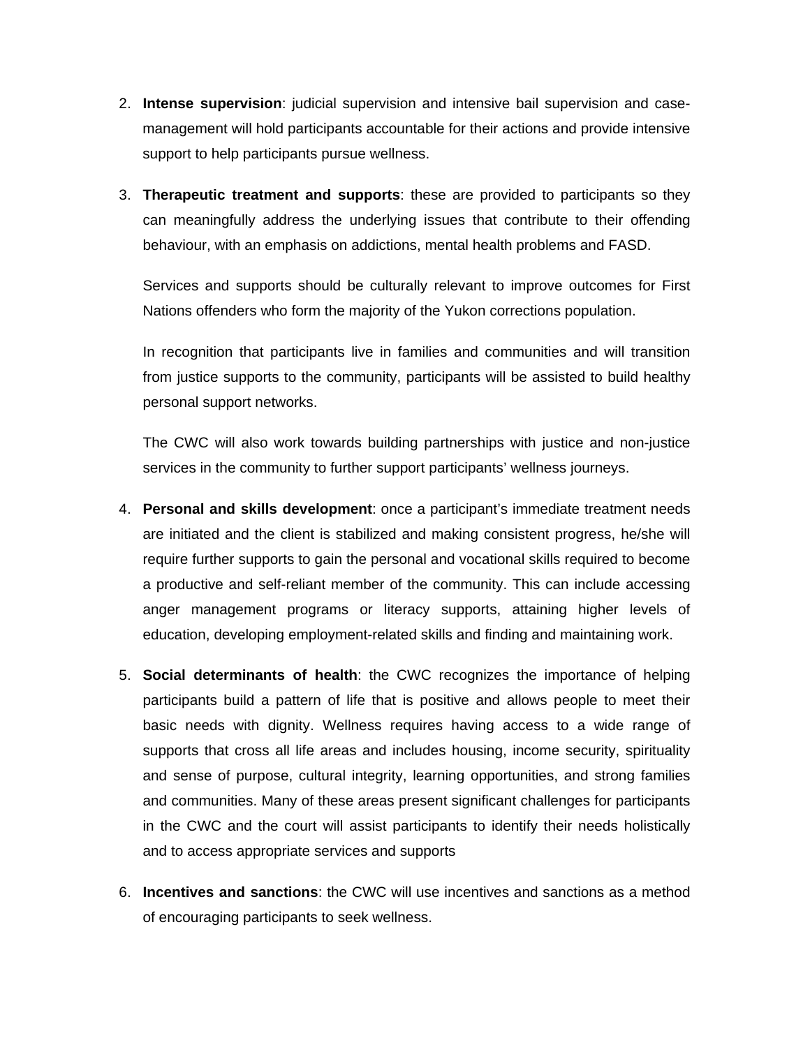2. **Intense supervision**: judicial supervision and intensive bail supervision and case-management will hold participants accountable for their actions and provide intensive support to help participants pursue wellness.

3. **Therapeutic treatment and supports**: these are provided to participants so they can meaningfully address the underlying issues that contribute to their offending behaviour, with an emphasis on addictions, mental health problems and FASD.

   Services and supports should be culturally relevant to improve outcomes for First Nations offenders who form the majority of the Yukon corrections population.

   In recognition that participants live in families and communities and will transition from justice supports to the community, participants will be assisted to build healthy personal support networks.

   The CWC will also work towards building partnerships with justice and non-justice services in the community to further support participants' wellness journeys.

4. **Personal and skills development**: once a participant's immediate treatment needs are initiated and the client is stabilized and making consistent progress, he/she will require further supports to gain the personal and vocational skills required to become a productive and self-reliant member of the community. This can include accessing anger management programs or literacy supports, attaining higher levels of education, developing employment-related skills and finding and maintaining work.

5. **Social determinants of health**: the CWC recognizes the importance of helping participants build a pattern of life that is positive and allows people to meet their basic needs with dignity. Wellness requires having access to a wide range of supports that cross all life areas and includes housing, income security, spirituality and sense of purpose, cultural integrity, learning opportunities, and strong families and communities. Many of these areas present significant challenges for participants in the CWC and the court will assist participants to identify their needs holistically and to access appropriate services and supports

6. **Incentives and sanctions**: the CWC will use incentives and sanctions as a method of encouraging participants to seek wellness.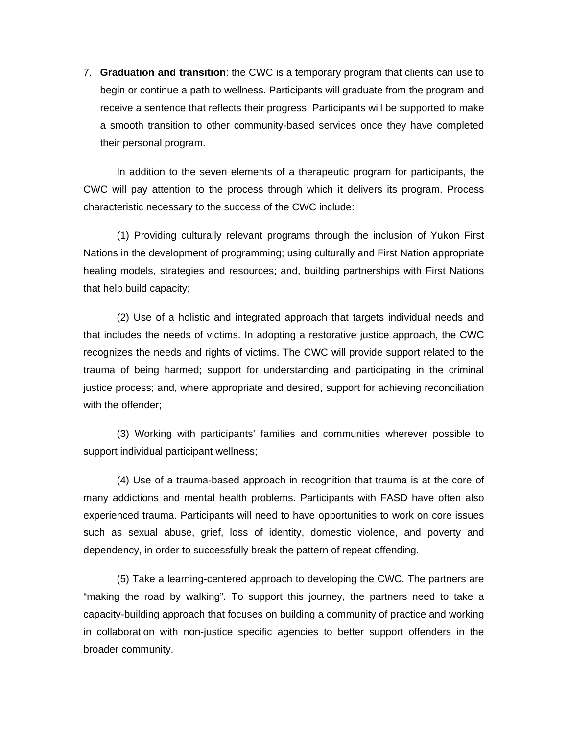7. **Graduation and transition**: the CWC is a temporary program that clients can use to begin or continue a path to wellness. Participants will graduate from the program and receive a sentence that reflects their progress. Participants will be supported to make a smooth transition to other community-based services once they have completed their personal program.

In addition to the seven elements of a therapeutic program for participants, the CWC will pay attention to the process through which it delivers its program. Process characteristic necessary to the success of the CWC include:

(1) Providing culturally relevant programs through the inclusion of Yukon First Nations in the development of programming; using culturally and First Nation appropriate healing models, strategies and resources; and, building partnerships with First Nations that help build capacity;

(2) Use of a holistic and integrated approach that targets individual needs and that includes the needs of victims. In adopting a restorative justice approach, the CWC recognizes the needs and rights of victims. The CWC will provide support related to the trauma of being harmed; support for understanding and participating in the criminal justice process; and, where appropriate and desired, support for achieving reconciliation with the offender;

(3) Working with participants' families and communities wherever possible to support individual participant wellness;

(4) Use of a trauma-based approach in recognition that trauma is at the core of many addictions and mental health problems. Participants with FASD have often also experienced trauma. Participants will need to have opportunities to work on core issues such as sexual abuse, grief, loss of identity, domestic violence, and poverty and dependency, in order to successfully break the pattern of repeat offending.

(5) Take a learning-centered approach to developing the CWC. The partners are "making the road by walking". To support this journey, the partners need to take a capacity-building approach that focuses on building a community of practice and working in collaboration with non-justice specific agencies to better support offenders in the broader community.